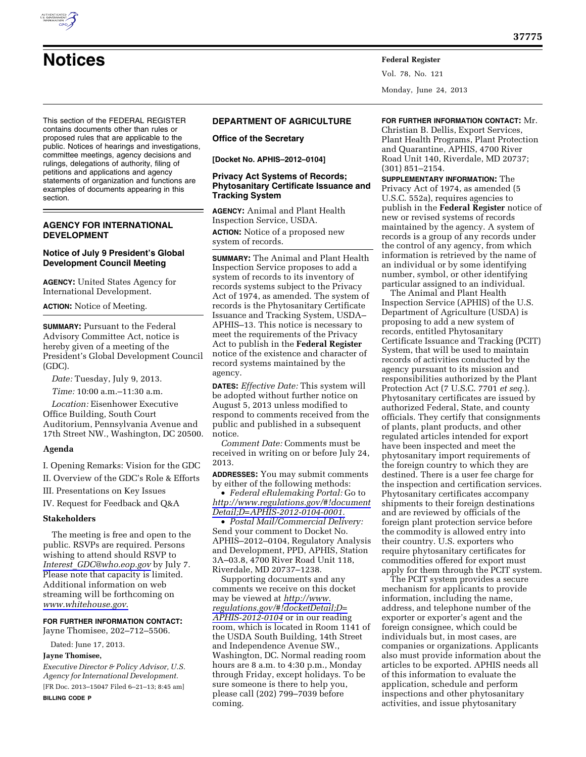# Notices

This section of the FEDERAL REGISTER contains documents other than rules or proposed rules that are applicable to the public. Notices of hearings and investigations, committee meetings, agency decisions and rulings, delegations of authority, filing of petitions and applications and agency statements of organization and functions are examples of documents appearing in this section.

## AGENCY FOR INTERNATIONAL DEVELOPMENT

### Notice of July 9 President's Global Development Council Meeting

**AGENCY:** United States Agency for International Development.

**ACTION:** Notice of Meeting.

**SUMMARY:** Pursuant to the Federal Advisory Committee Act, notice is hereby given of a meeting of the President's Global Development Council (GDC).

*Date:* Tuesday, July 9, 2013.

*Time:* 10:00 a.m.–11:30 a.m.

*Location:* Eisenhower Executive Office Building, South Court Auditorium, Pennsylvania Avenue and 17th Street NW., Washington, DC 20500.

#### Agenda

I. Opening Remarks: Vision for the GDC

II. Overview of the GDC's Role & Efforts

III. Presentations on Key Issues

IV. Request for Feedback and Q&A

#### Stakeholders

The meeting is free and open to the public. RSVPs are required. Persons wishing to attend should RSVP to *Interest_GDC@who.eop.gov* by July 7. Please note that capacity is limited. Additional information on web streaming will be forthcoming on *www.whitehouse.gov*.

**FOR FURTHER INFORMATION CONTACT:** Jayne Thomisee, 202–712–5506.

Dated: June 17, 2013.

**Jayne Thomisee,**

*Executive Director & Policy Advisor, U.S. Agency for International Development.*

[FR Doc. 2013–15047 Filed 6–21–13; 8:45 am]

**BILLING CODE P**

## DEPARTMENT OF AGRICULTURE

### Office of the Secretary

**[Docket No. APHIS–2012–0104]**

### Privacy Act Systems of Records; Phytosanitary Certificate Issuance and Tracking System

**AGENCY:** Animal and Plant Health Inspection Service, USDA.

**ACTION:** Notice of a proposed new system of records.

**SUMMARY:** The Animal and Plant Health Inspection Service proposes to add a system of records to its inventory of records systems subject to the Privacy Act of 1974, as amended. The system of records is the Phytosanitary Certificate Issuance and Tracking System, USDA–APHIS–13. This notice is necessary to meet the requirements of the Privacy Act to publish in the **Federal Register** notice of the existence and character of record systems maintained by the agency.

**DATES:** *Effective Date:* This system will be adopted without further notice on August 5, 2013 unless modified to respond to comments received from the public and published in a subsequent notice.

*Comment Date:* Comments must be received in writing on or before July 24, 2013.

**ADDRESSES:** You may submit comments by either of the following methods:

- *Federal eRulemaking Portal:* Go to *http://www.regulations.gov/#!documentDetail;D=APHIS-2012-0104-0001.*
- *Postal Mail/Commercial Delivery:* Send your comment to Docket No. APHIS–2012–0104, Regulatory Analysis and Development, PPD, APHIS, Station 3A–03.8, 4700 River Road Unit 118, Riverdale, MD 20737–1238.

Supporting documents and any comments we receive on this docket may be viewed at *http://www.regulations.gov/#!docketDetail;D=APHIS-2012-0104* or in our reading room, which is located in Room 1141 of the USDA South Building, 14th Street and Independence Avenue SW., Washington, DC. Normal reading room hours are 8 a.m. to 4:30 p.m., Monday through Friday, except holidays. To be sure someone is there to help you, please call (202) 799–7039 before coming.

**FOR FURTHER INFORMATION CONTACT:** Mr. Christian B. Dellis, Export Services, Plant Health Programs, Plant Protection and Quarantine, APHIS, 4700 River Road Unit 140, Riverdale, MD 20737; (301) 851–2154.

**SUPPLEMENTARY INFORMATION:** The Privacy Act of 1974, as amended (5 U.S.C. 552a), requires agencies to publish in the **Federal Register** notice of new or revised systems of records maintained by the agency. A system of records is a group of any records under the control of any agency, from which information is retrieved by the name of an individual or by some identifying number, symbol, or other identifying particular assigned to an individual.

The Animal and Plant Health Inspection Service (APHIS) of the U.S. Department of Agriculture (USDA) is proposing to add a new system of records, entitled Phytosanitary Certificate Issuance and Tracking (PCIT) System, that will be used to maintain records of activities conducted by the agency pursuant to its mission and responsibilities authorized by the Plant Protection Act (7 U.S.C. 7701 *et seq.*). Phytosanitary certificates are issued by authorized Federal, State, and county officials. They certify that consignments of plants, plant products, and other regulated articles intended for export have been inspected and meet the phytosanitary import requirements of the foreign country to which they are destined. There is a user fee charge for the inspection and certification services. Phytosanitary certificates accompany shipments to their foreign destinations and are reviewed by officials of the foreign plant protection service before the commodity is allowed entry into their country. U.S. exporters who require phytosanitary certificates for commodities offered for export must apply for them through the PCIT system.

The PCIT system provides a secure mechanism for applicants to provide information, including the name, address, and telephone number of the exporter or exporter's agent and the foreign consignee, which could be individuals but, in most cases, are companies or organizations. Applicants also must provide information about the articles to be exported. APHIS needs all of this information to evaluate the application, schedule and perform inspections and other phytosanitary activities, and issue phytosanitary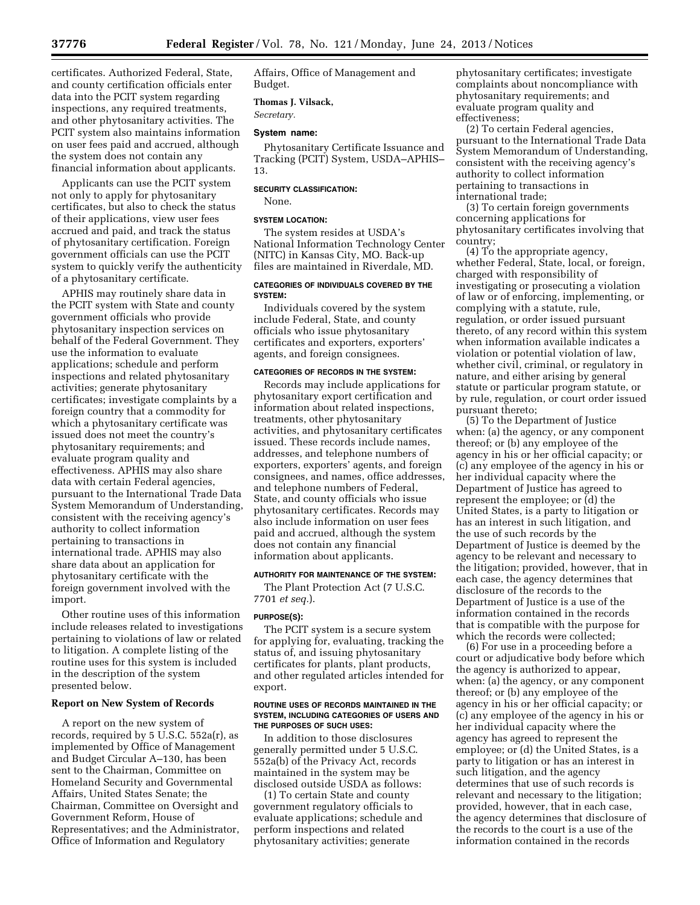certificates. Authorized Federal, State, and county certification officials enter data into the PCIT system regarding inspections, any required treatments, and other phytosanitary activities. The PCIT system also maintains information on user fees paid and accrued, although the system does not contain any financial information about applicants.

Applicants can use the PCIT system not only to apply for phytosanitary certificates, but also to check the status of their applications, view user fees accrued and paid, and track the status of phytosanitary certification. Foreign government officials can use the PCIT system to quickly verify the authenticity of a phytosanitary certificate.

APHIS may routinely share data in the PCIT system with State and county government officials who provide phytosanitary inspection services on behalf of the Federal Government. They use the information to evaluate applications; schedule and perform inspections and related phytosanitary activities; generate phytosanitary certificates; investigate complaints by a foreign country that a commodity for which a phytosanitary certificate was issued does not meet the country's phytosanitary requirements; and evaluate program quality and effectiveness. APHIS may also share data with certain Federal agencies, pursuant to the International Trade Data System Memorandum of Understanding, consistent with the receiving agency's authority to collect information pertaining to transactions in international trade. APHIS may also share data about an application for phytosanitary certificate with the foreign government involved with the import.

Other routine uses of this information include releases related to investigations pertaining to violations of law or related to litigation. A complete listing of the routine uses for this system is included in the description of the system presented below.

## Report on New System of Records

A report on the new system of records, required by 5 U.S.C. 552a(r), as implemented by Office of Management and Budget Circular A–130, has been sent to the Chairman, Committee on Homeland Security and Governmental Affairs, United States Senate; the Chairman, Committee on Oversight and Government Reform, House of Representatives; and the Administrator, Office of Information and Regulatory Affairs, Office of Management and Budget.

**Thomas J. Vilsack,**

*Secretary.*

## System name:

Phytosanitary Certificate Issuance and Tracking (PCIT) System, USDA–APHIS–13.

### SECURITY CLASSIFICATION:

None.

### SYSTEM LOCATION:

The system resides at USDA's National Information Technology Center (NITC) in Kansas City, MO. Back-up files are maintained in Riverdale, MD.

### CATEGORIES OF INDIVIDUALS COVERED BY THE SYSTEM:

Individuals covered by the system include Federal, State, and county officials who issue phytosanitary certificates and exporters, exporters' agents, and foreign consignees.

### CATEGORIES OF RECORDS IN THE SYSTEM:

Records may include applications for phytosanitary export certification and information about related inspections, treatments, other phytosanitary activities, and phytosanitary certificates issued. These records include names, addresses, and telephone numbers of exporters, exporters' agents, and foreign consignees, and names, office addresses, and telephone numbers of Federal, State, and county officials who issue phytosanitary certificates. Records may also include information on user fees paid and accrued, although the system does not contain any financial information about applicants.

### AUTHORITY FOR MAINTENANCE OF THE SYSTEM:

The Plant Protection Act (7 U.S.C. 7701 *et seq.*).

### PURPOSE(S):

The PCIT system is a secure system for applying for, evaluating, tracking the status of, and issuing phytosanitary certificates for plants, plant products, and other regulated articles intended for export.

### ROUTINE USES OF RECORDS MAINTAINED IN THE SYSTEM, INCLUDING CATEGORIES OF USERS AND THE PURPOSES OF SUCH USES:

In addition to those disclosures generally permitted under 5 U.S.C. 552a(b) of the Privacy Act, records maintained in the system may be disclosed outside USDA as follows:

(1) To certain State and county government regulatory officials to evaluate applications; schedule and perform inspections and related phytosanitary activities; generate phytosanitary certificates; investigate complaints about noncompliance with phytosanitary requirements; and evaluate program quality and effectiveness;

(2) To certain Federal agencies, pursuant to the International Trade Data System Memorandum of Understanding, consistent with the receiving agency's authority to collect information pertaining to transactions in international trade;

(3) To certain foreign governments concerning applications for phytosanitary certificates involving that country;

(4) To the appropriate agency, whether Federal, State, local, or foreign, charged with responsibility of investigating or prosecuting a violation of law or of enforcing, implementing, or complying with a statute, rule, regulation, or order issued pursuant thereto, of any record within this system when information available indicates a violation or potential violation of law, whether civil, criminal, or regulatory in nature, and either arising by general statute or particular program statute, or by rule, regulation, or court order issued pursuant thereto;

(5) To the Department of Justice when: (a) the agency, or any component thereof; or (b) any employee of the agency in his or her official capacity; or (c) any employee of the agency in his or her individual capacity where the Department of Justice has agreed to represent the employee; or (d) the United States, is a party to litigation or has an interest in such litigation, and the use of such records by the Department of Justice is deemed by the agency to be relevant and necessary to the litigation; provided, however, that in each case, the agency determines that disclosure of the records to the Department of Justice is a use of the information contained in the records that is compatible with the purpose for which the records were collected;

(6) For use in a proceeding before a court or adjudicative body before which the agency is authorized to appear, when: (a) the agency, or any component thereof; or (b) any employee of the agency in his or her official capacity; or (c) any employee of the agency in his or her individual capacity where the agency has agreed to represent the employee; or (d) the United States, is a party to litigation or has an interest in such litigation, and the agency determines that use of such records is relevant and necessary to the litigation; provided, however, that in each case, the agency determines that disclosure of the records to the court is a use of the information contained in the records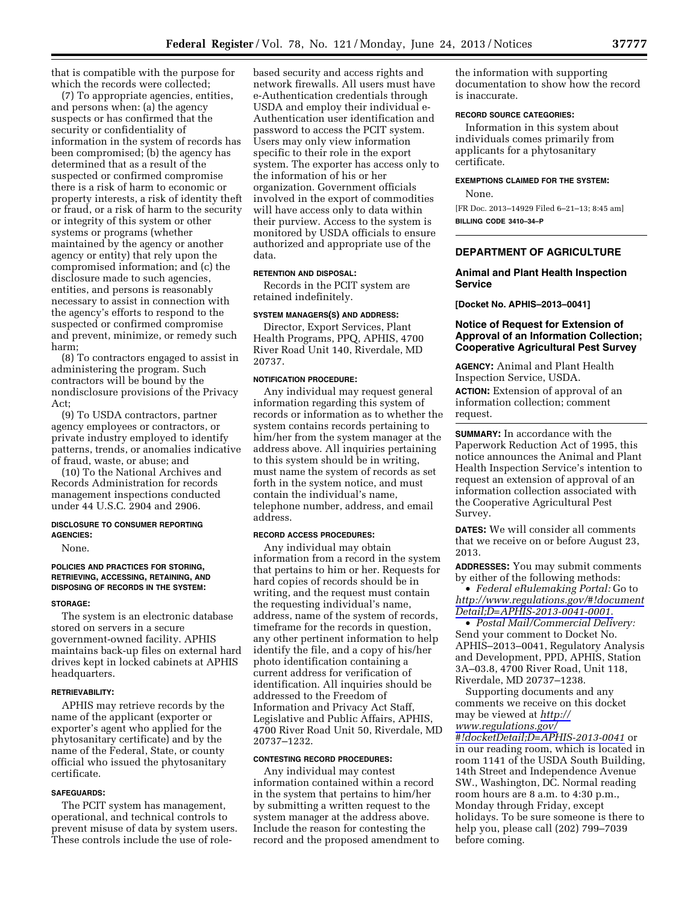that is compatible with the purpose for which the records were collected;

(7) To appropriate agencies, entities, and persons when: (a) the agency suspects or has confirmed that the security or confidentiality of information in the system of records has been compromised; (b) the agency has determined that as a result of the suspected or confirmed compromise there is a risk of harm to economic or property interests, a risk of identity theft or fraud, or a risk of harm to the security or integrity of this system or other systems or programs (whether maintained by the agency or another agency or entity) that rely upon the compromised information; and (c) the disclosure made to such agencies, entities, and persons is reasonably necessary to assist in connection with the agency's efforts to respond to the suspected or confirmed compromise and prevent, minimize, or remedy such harm;

(8) To contractors engaged to assist in administering the program. Such contractors will be bound by the nondisclosure provisions of the Privacy Act;

(9) To USDA contractors, partner agency employees or contractors, or private industry employed to identify patterns, trends, or anomalies indicative of fraud, waste, or abuse; and

(10) To the National Archives and Records Administration for records management inspections conducted under 44 U.S.C. 2904 and 2906.

**DISCLOSURE TO CONSUMER REPORTING AGENCIES:**

None.

**POLICIES AND PRACTICES FOR STORING, RETRIEVING, ACCESSING, RETAINING, AND DISPOSING OF RECORDS IN THE SYSTEM:**

**STORAGE:**

The system is an electronic database stored on servers in a secure government-owned facility. APHIS maintains back-up files on external hard drives kept in locked cabinets at APHIS headquarters.

**RETRIEVABILITY:**

APHIS may retrieve records by the name of the applicant (exporter or exporter's agent who applied for the phytosanitary certificate) and by the name of the Federal, State, or county official who issued the phytosanitary certificate.

**SAFEGUARDS:**

The PCIT system has management, operational, and technical controls to prevent misuse of data by system users. These controls include the use of role-based security and access rights and network firewalls. All users must have e-Authentication credentials through USDA and employ their individual e-Authentication user identification and password to access the PCIT system. Users may only view information specific to their role in the export system. The exporter has access only to the information of his or her organization. Government officials involved in the export of commodities will have access only to data within their purview. Access to the system is monitored by USDA officials to ensure authorized and appropriate use of the data.

**RETENTION AND DISPOSAL:**

Records in the PCIT system are retained indefinitely.

**SYSTEM MANAGERS(S) AND ADDRESS:**

Director, Export Services, Plant Health Programs, PPQ, APHIS, 4700 River Road Unit 140, Riverdale, MD 20737.

**NOTIFICATION PROCEDURE:**

Any individual may request general information regarding this system of records or information as to whether the system contains records pertaining to him/her from the system manager at the address above. All inquiries pertaining to this system should be in writing, must name the system of records as set forth in the system notice, and must contain the individual's name, telephone number, address, and email address.

**RECORD ACCESS PROCEDURES:**

Any individual may obtain information from a record in the system that pertains to him or her. Requests for hard copies of records should be in writing, and the request must contain the requesting individual's name, address, name of the system of records, timeframe for the records in question, any other pertinent information to help identify the file, and a copy of his/her photo identification containing a current address for verification of identification. All inquiries should be addressed to the Freedom of Information and Privacy Act Staff, Legislative and Public Affairs, APHIS, 4700 River Road Unit 50, Riverdale, MD 20737–1232.

**CONTESTING RECORD PROCEDURES:**

Any individual may contest information contained within a record in the system that pertains to him/her by submitting a written request to the system manager at the address above. Include the reason for contesting the record and the proposed amendment to the information with supporting documentation to show how the record is inaccurate.

**RECORD SOURCE CATEGORIES:**

Information in this system about individuals comes primarily from applicants for a phytosanitary certificate.

**EXEMPTIONS CLAIMED FOR THE SYSTEM:**

None.

[FR Doc. 2013–14929 Filed 6–21–13; 8:45 am]

**BILLING CODE 3410–34–P**

## DEPARTMENT OF AGRICULTURE

### Animal and Plant Health Inspection Service

**[Docket No. APHIS–2013–0041]**

### Notice of Request for Extension of Approval of an Information Collection; Cooperative Agricultural Pest Survey

**AGENCY:** Animal and Plant Health Inspection Service, USDA.

**ACTION:** Extension of approval of an information collection; comment request.

**SUMMARY:** In accordance with the Paperwork Reduction Act of 1995, this notice announces the Animal and Plant Health Inspection Service's intention to request an extension of approval of an information collection associated with the Cooperative Agricultural Pest Survey.

**DATES:** We will consider all comments that we receive on or before August 23, 2013.

**ADDRESSES:** You may submit comments by either of the following methods:

- *Federal eRulemaking Portal:* Go to *http://www.regulations.gov/#!documentDetail;D=APHIS-2013-0041-0001.*
- *Postal Mail/Commercial Delivery:* Send your comment to Docket No. APHIS–2013–0041, Regulatory Analysis and Development, PPD, APHIS, Station 3A–03.8, 4700 River Road, Unit 118, Riverdale, MD 20737–1238.

Supporting documents and any comments we receive on this docket may be viewed at *http://www.regulations.gov/#!docketDetail;D=APHIS-2013-0041* or in our reading room, which is located in room 1141 of the USDA South Building, 14th Street and Independence Avenue SW., Washington, DC. Normal reading room hours are 8 a.m. to 4:30 p.m., Monday through Friday, except holidays. To be sure someone is there to help you, please call (202) 799–7039 before coming.